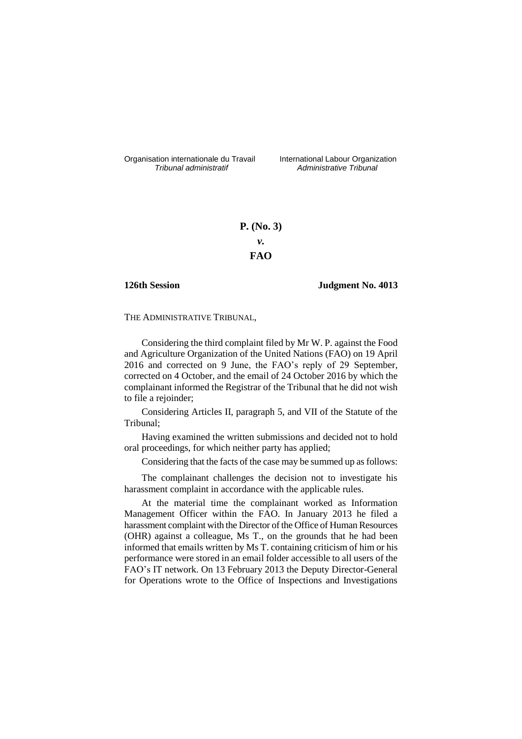Organisation internationale du Travail *Tribunal administratif*

International Labour Organization *Administrative Tribunal*

**P. (No. 3)**

***v.***

**FAO**

**126th Session**

**Judgment No. 4013**

THE ADMINISTRATIVE TRIBUNAL,

Considering the third complaint filed by Mr W. P. against the Food and Agriculture Organization of the United Nations (FAO) on 19 April 2016 and corrected on 9 June, the FAO's reply of 29 September, corrected on 4 October, and the email of 24 October 2016 by which the complainant informed the Registrar of the Tribunal that he did not wish to file a rejoinder;

Considering Articles II, paragraph 5, and VII of the Statute of the Tribunal;

Having examined the written submissions and decided not to hold oral proceedings, for which neither party has applied;

Considering that the facts of the case may be summed up as follows:

The complainant challenges the decision not to investigate his harassment complaint in accordance with the applicable rules.

At the material time the complainant worked as Information Management Officer within the FAO. In January 2013 he filed a harassment complaint with the Director of the Office of Human Resources (OHR) against a colleague, Ms T., on the grounds that he had been informed that emails written by Ms T. containing criticism of him or his performance were stored in an email folder accessible to all users of the FAO's IT network. On 13 February 2013 the Deputy Director-General for Operations wrote to the Office of Inspections and Investigations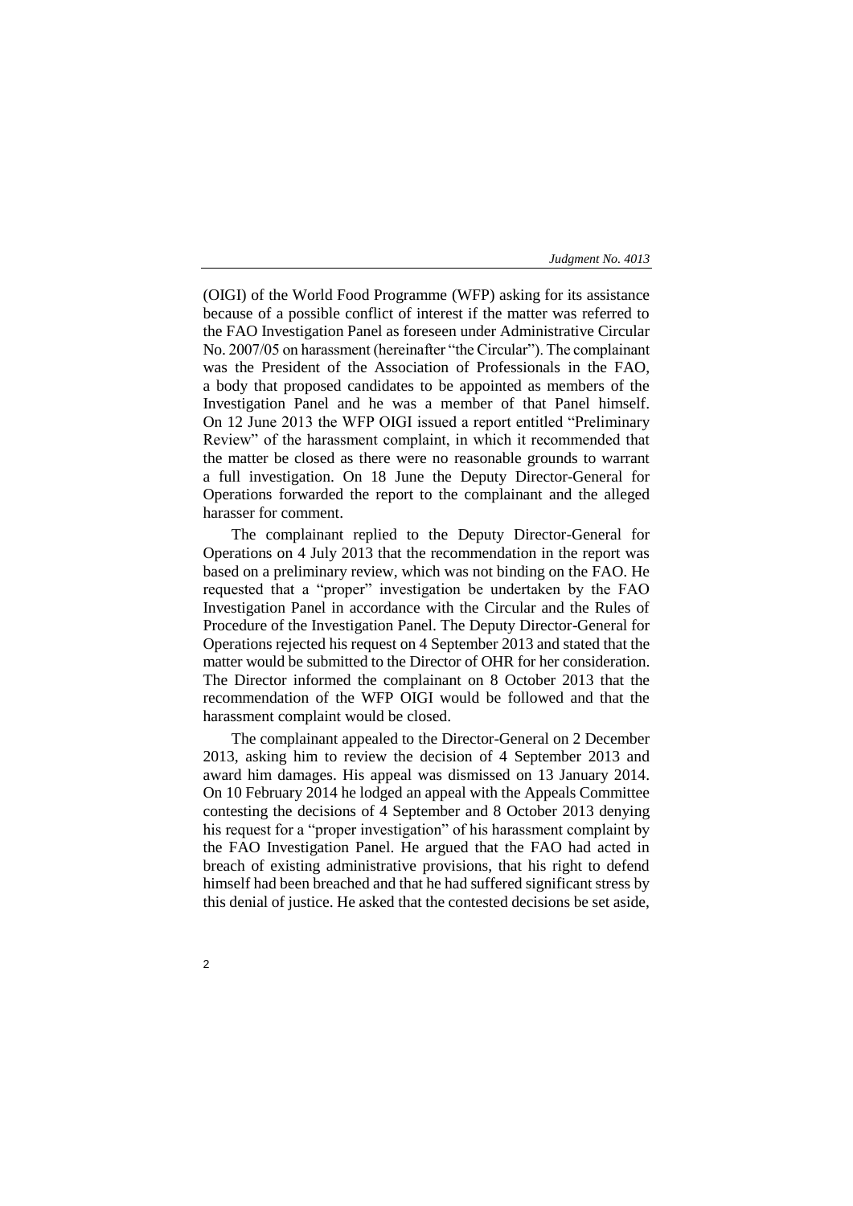(OIGI) of the World Food Programme (WFP) asking for its assistance because of a possible conflict of interest if the matter was referred to the FAO Investigation Panel as foreseen under Administrative Circular No. 2007/05 on harassment (hereinafter "the Circular"). The complainant was the President of the Association of Professionals in the FAO, a body that proposed candidates to be appointed as members of the Investigation Panel and he was a member of that Panel himself. On 12 June 2013 the WFP OIGI issued a report entitled "Preliminary Review" of the harassment complaint, in which it recommended that the matter be closed as there were no reasonable grounds to warrant a full investigation. On 18 June the Deputy Director-General for Operations forwarded the report to the complainant and the alleged harasser for comment.

The complainant replied to the Deputy Director-General for Operations on 4 July 2013 that the recommendation in the report was based on a preliminary review, which was not binding on the FAO. He requested that a "proper" investigation be undertaken by the FAO Investigation Panel in accordance with the Circular and the Rules of Procedure of the Investigation Panel. The Deputy Director-General for Operations rejected his request on 4 September 2013 and stated that the matter would be submitted to the Director of OHR for her consideration. The Director informed the complainant on 8 October 2013 that the recommendation of the WFP OIGI would be followed and that the harassment complaint would be closed.

The complainant appealed to the Director-General on 2 December 2013, asking him to review the decision of 4 September 2013 and award him damages. His appeal was dismissed on 13 January 2014. On 10 February 2014 he lodged an appeal with the Appeals Committee contesting the decisions of 4 September and 8 October 2013 denying his request for a "proper investigation" of his harassment complaint by the FAO Investigation Panel. He argued that the FAO had acted in breach of existing administrative provisions, that his right to defend himself had been breached and that he had suffered significant stress by this denial of justice. He asked that the contested decisions be set aside,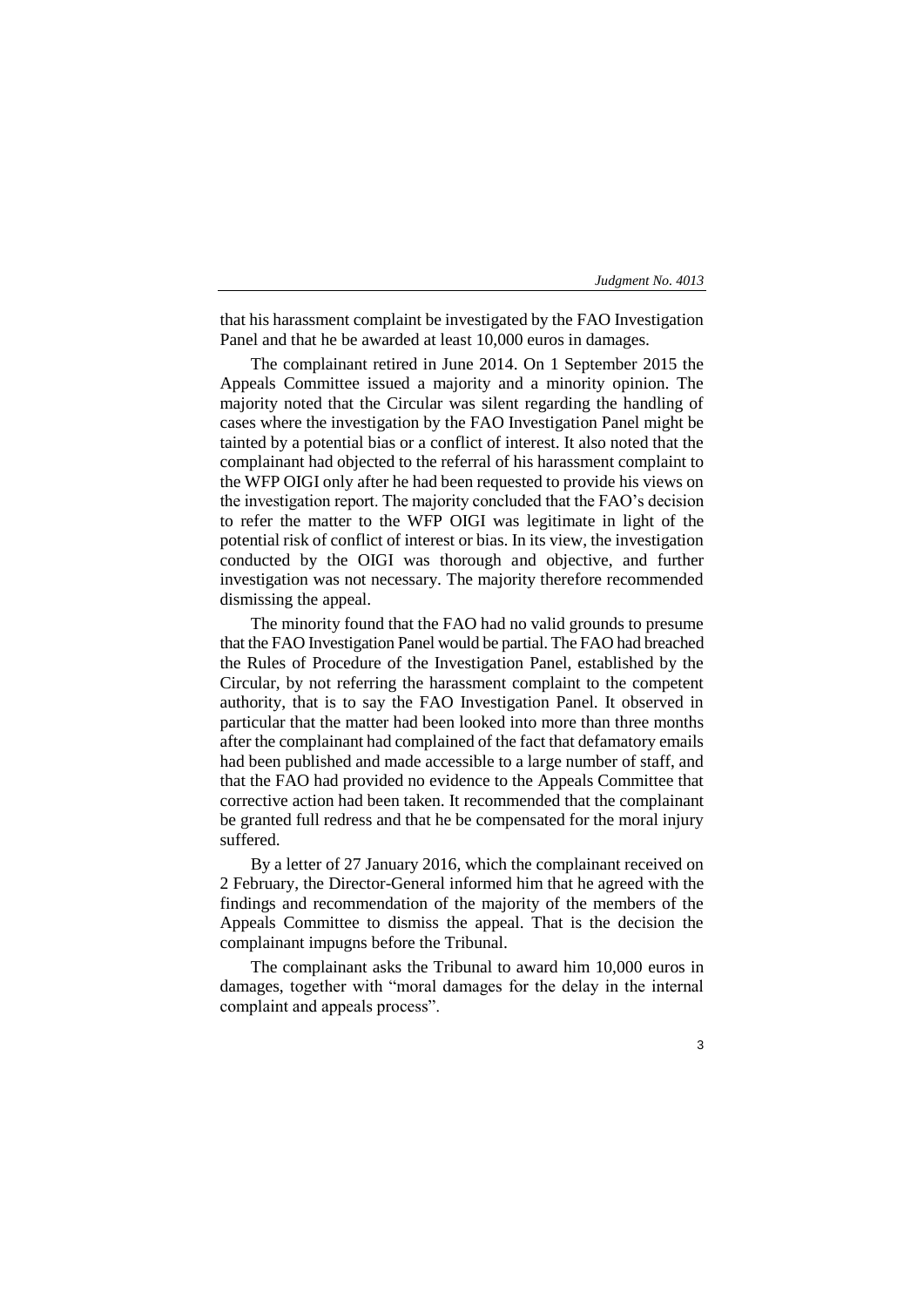that his harassment complaint be investigated by the FAO Investigation Panel and that he be awarded at least 10,000 euros in damages.

The complainant retired in June 2014. On 1 September 2015 the Appeals Committee issued a majority and a minority opinion. The majority noted that the Circular was silent regarding the handling of cases where the investigation by the FAO Investigation Panel might be tainted by a potential bias or a conflict of interest. It also noted that the complainant had objected to the referral of his harassment complaint to the WFP OIGI only after he had been requested to provide his views on the investigation report. The majority concluded that the FAO's decision to refer the matter to the WFP OIGI was legitimate in light of the potential risk of conflict of interest or bias. In its view, the investigation conducted by the OIGI was thorough and objective, and further investigation was not necessary. The majority therefore recommended dismissing the appeal.

The minority found that the FAO had no valid grounds to presume that the FAO Investigation Panel would be partial. The FAO had breached the Rules of Procedure of the Investigation Panel, established by the Circular, by not referring the harassment complaint to the competent authority, that is to say the FAO Investigation Panel. It observed in particular that the matter had been looked into more than three months after the complainant had complained of the fact that defamatory emails had been published and made accessible to a large number of staff, and that the FAO had provided no evidence to the Appeals Committee that corrective action had been taken. It recommended that the complainant be granted full redress and that he be compensated for the moral injury suffered.

By a letter of 27 January 2016, which the complainant received on 2 February, the Director-General informed him that he agreed with the findings and recommendation of the majority of the members of the Appeals Committee to dismiss the appeal. That is the decision the complainant impugns before the Tribunal.

The complainant asks the Tribunal to award him 10,000 euros in damages, together with "moral damages for the delay in the internal complaint and appeals process".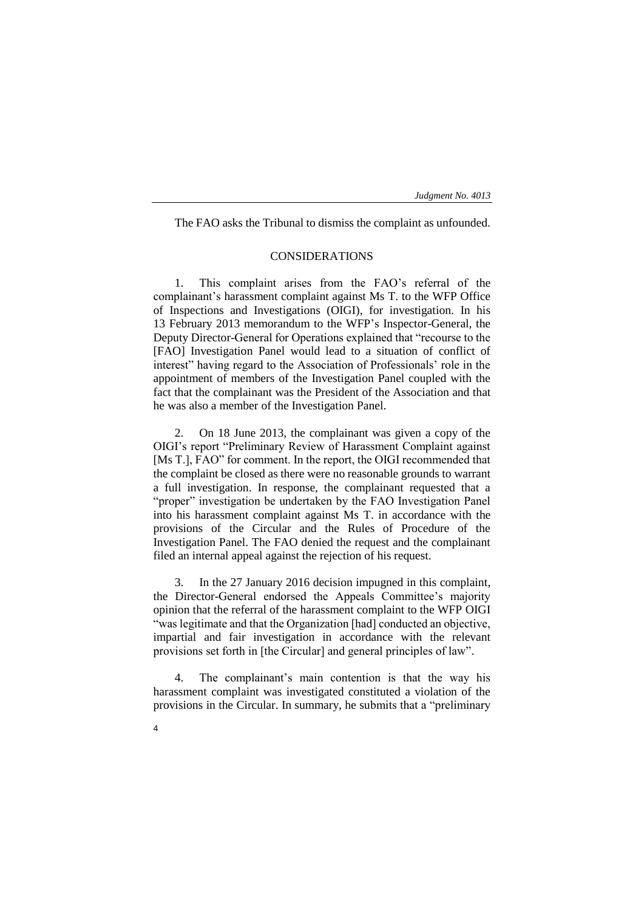The FAO asks the Tribunal to dismiss the complaint as unfounded.

## CONSIDERATIONS

1. This complaint arises from the FAO's referral of the complainant's harassment complaint against Ms T. to the WFP Office of Inspections and Investigations (OIGI), for investigation. In his 13 February 2013 memorandum to the WFP's Inspector-General, the Deputy Director-General for Operations explained that "recourse to the [FAO] Investigation Panel would lead to a situation of conflict of interest" having regard to the Association of Professionals' role in the appointment of members of the Investigation Panel coupled with the fact that the complainant was the President of the Association and that he was also a member of the Investigation Panel.

2. On 18 June 2013, the complainant was given a copy of the OIGI's report "Preliminary Review of Harassment Complaint against [Ms T.], FAO" for comment. In the report, the OIGI recommended that the complaint be closed as there were no reasonable grounds to warrant a full investigation. In response, the complainant requested that a "proper" investigation be undertaken by the FAO Investigation Panel into his harassment complaint against Ms T. in accordance with the provisions of the Circular and the Rules of Procedure of the Investigation Panel. The FAO denied the request and the complainant filed an internal appeal against the rejection of his request.

3. In the 27 January 2016 decision impugned in this complaint, the Director-General endorsed the Appeals Committee's majority opinion that the referral of the harassment complaint to the WFP OIGI "was legitimate and that the Organization [had] conducted an objective, impartial and fair investigation in accordance with the relevant provisions set forth in [the Circular] and general principles of law".

4. The complainant's main contention is that the way his harassment complaint was investigated constituted a violation of the provisions in the Circular. In summary, he submits that a "preliminary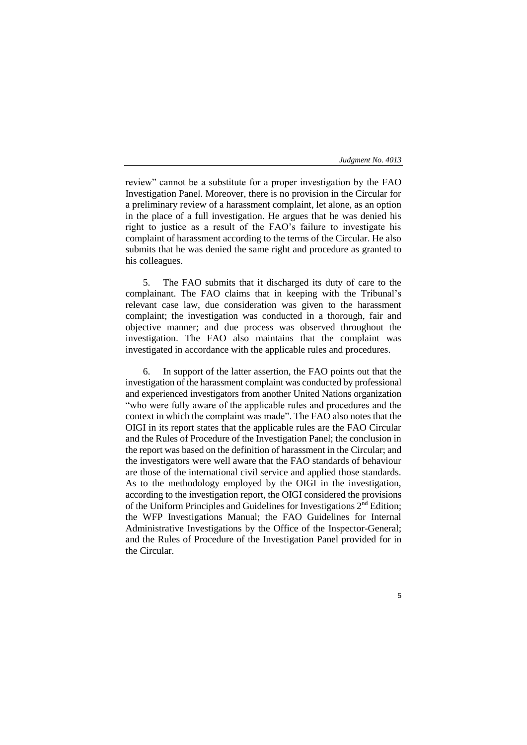review" cannot be a substitute for a proper investigation by the FAO Investigation Panel. Moreover, there is no provision in the Circular for a preliminary review of a harassment complaint, let alone, as an option in the place of a full investigation. He argues that he was denied his right to justice as a result of the FAO's failure to investigate his complaint of harassment according to the terms of the Circular. He also submits that he was denied the same right and procedure as granted to his colleagues.

5. The FAO submits that it discharged its duty of care to the complainant. The FAO claims that in keeping with the Tribunal's relevant case law, due consideration was given to the harassment complaint; the investigation was conducted in a thorough, fair and objective manner; and due process was observed throughout the investigation. The FAO also maintains that the complaint was investigated in accordance with the applicable rules and procedures.

6. In support of the latter assertion, the FAO points out that the investigation of the harassment complaint was conducted by professional and experienced investigators from another United Nations organization "who were fully aware of the applicable rules and procedures and the context in which the complaint was made". The FAO also notes that the OIGI in its report states that the applicable rules are the FAO Circular and the Rules of Procedure of the Investigation Panel; the conclusion in the report was based on the definition of harassment in the Circular; and the investigators were well aware that the FAO standards of behaviour are those of the international civil service and applied those standards. As to the methodology employed by the OIGI in the investigation, according to the investigation report, the OIGI considered the provisions of the Uniform Principles and Guidelines for Investigations 2nd Edition; the WFP Investigations Manual; the FAO Guidelines for Internal Administrative Investigations by the Office of the Inspector-General; and the Rules of Procedure of the Investigation Panel provided for in the Circular.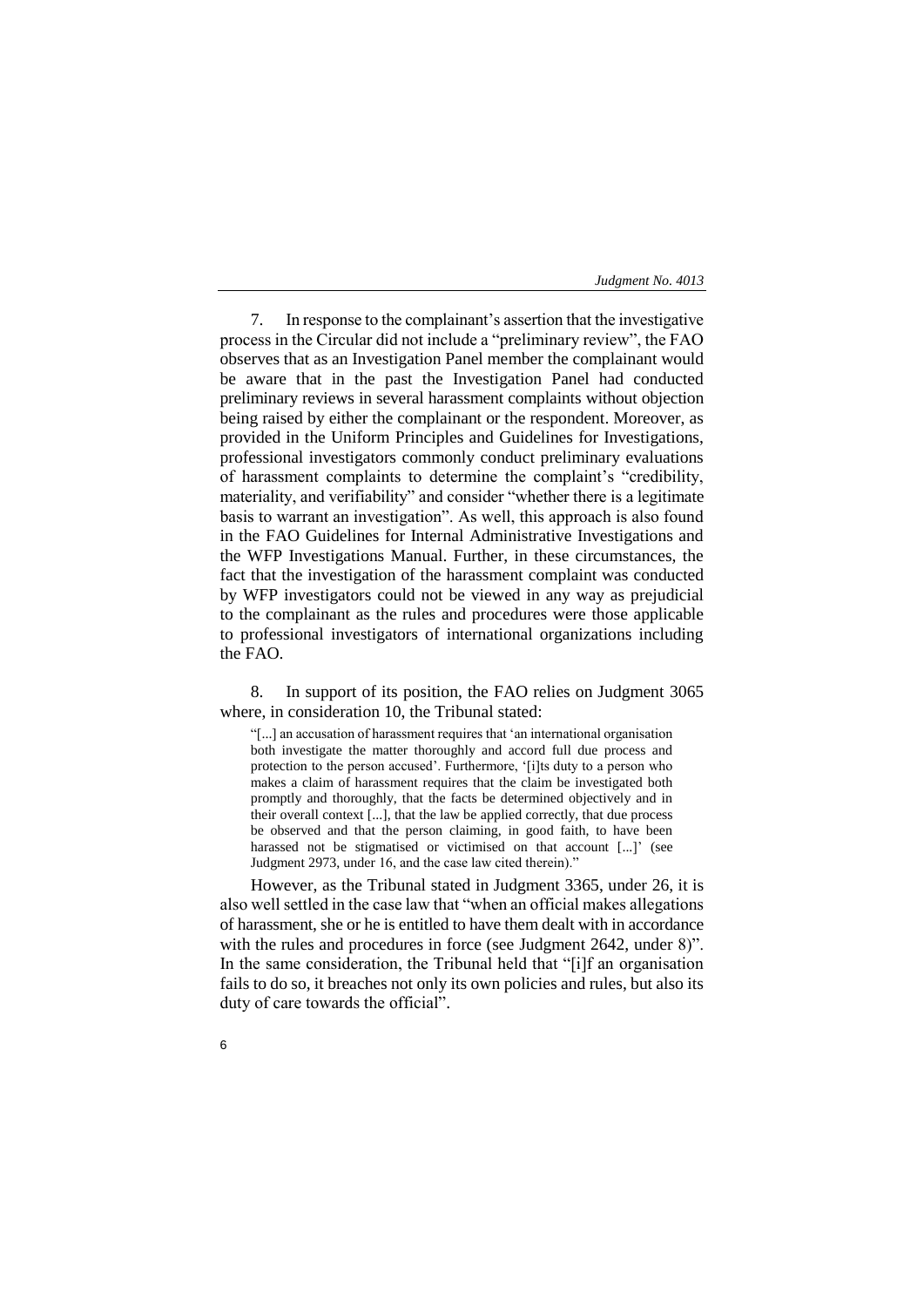7. In response to the complainant's assertion that the investigative process in the Circular did not include a "preliminary review", the FAO observes that as an Investigation Panel member the complainant would be aware that in the past the Investigation Panel had conducted preliminary reviews in several harassment complaints without objection being raised by either the complainant or the respondent. Moreover, as provided in the Uniform Principles and Guidelines for Investigations, professional investigators commonly conduct preliminary evaluations of harassment complaints to determine the complaint's "credibility, materiality, and verifiability" and consider "whether there is a legitimate basis to warrant an investigation". As well, this approach is also found in the FAO Guidelines for Internal Administrative Investigations and the WFP Investigations Manual. Further, in these circumstances, the fact that the investigation of the harassment complaint was conducted by WFP investigators could not be viewed in any way as prejudicial to the complainant as the rules and procedures were those applicable to professional investigators of international organizations including the FAO.

8. In support of its position, the FAO relies on Judgment 3065 where, in consideration 10, the Tribunal stated:

> "[...] an accusation of harassment requires that 'an international organisation both investigate the matter thoroughly and accord full due process and protection to the person accused'. Furthermore, '[i]ts duty to a person who makes a claim of harassment requires that the claim be investigated both promptly and thoroughly, that the facts be determined objectively and in their overall context [...], that the law be applied correctly, that due process be observed and that the person claiming, in good faith, to have been harassed not be stigmatised or victimised on that account [...]' (see Judgment 2973, under 16, and the case law cited therein)."

However, as the Tribunal stated in Judgment 3365, under 26, it is also well settled in the case law that "when an official makes allegations of harassment, she or he is entitled to have them dealt with in accordance with the rules and procedures in force (see Judgment 2642, under 8)". In the same consideration, the Tribunal held that "[i]f an organisation fails to do so, it breaches not only its own policies and rules, but also its duty of care towards the official".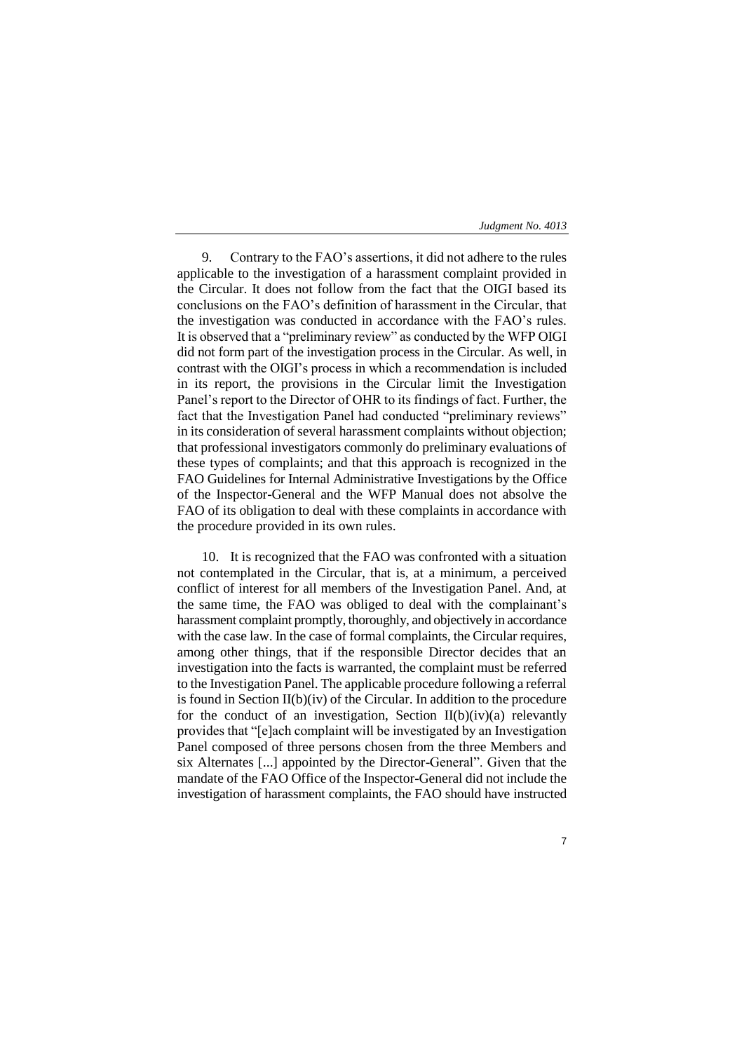9. Contrary to the FAO's assertions, it did not adhere to the rules applicable to the investigation of a harassment complaint provided in the Circular. It does not follow from the fact that the OIGI based its conclusions on the FAO's definition of harassment in the Circular, that the investigation was conducted in accordance with the FAO's rules. It is observed that a "preliminary review" as conducted by the WFP OIGI did not form part of the investigation process in the Circular. As well, in contrast with the OIGI's process in which a recommendation is included in its report, the provisions in the Circular limit the Investigation Panel's report to the Director of OHR to its findings of fact. Further, the fact that the Investigation Panel had conducted "preliminary reviews" in its consideration of several harassment complaints without objection; that professional investigators commonly do preliminary evaluations of these types of complaints; and that this approach is recognized in the FAO Guidelines for Internal Administrative Investigations by the Office of the Inspector-General and the WFP Manual does not absolve the FAO of its obligation to deal with these complaints in accordance with the procedure provided in its own rules.

10. It is recognized that the FAO was confronted with a situation not contemplated in the Circular, that is, at a minimum, a perceived conflict of interest for all members of the Investigation Panel. And, at the same time, the FAO was obliged to deal with the complainant's harassment complaint promptly, thoroughly, and objectively in accordance with the case law. In the case of formal complaints, the Circular requires, among other things, that if the responsible Director decides that an investigation into the facts is warranted, the complaint must be referred to the Investigation Panel. The applicable procedure following a referral is found in Section II(b)(iv) of the Circular. In addition to the procedure for the conduct of an investigation, Section II(b)(iv)(a) relevantly provides that "[e]ach complaint will be investigated by an Investigation Panel composed of three persons chosen from the three Members and six Alternates [...] appointed by the Director-General". Given that the mandate of the FAO Office of the Inspector-General did not include the investigation of harassment complaints, the FAO should have instructed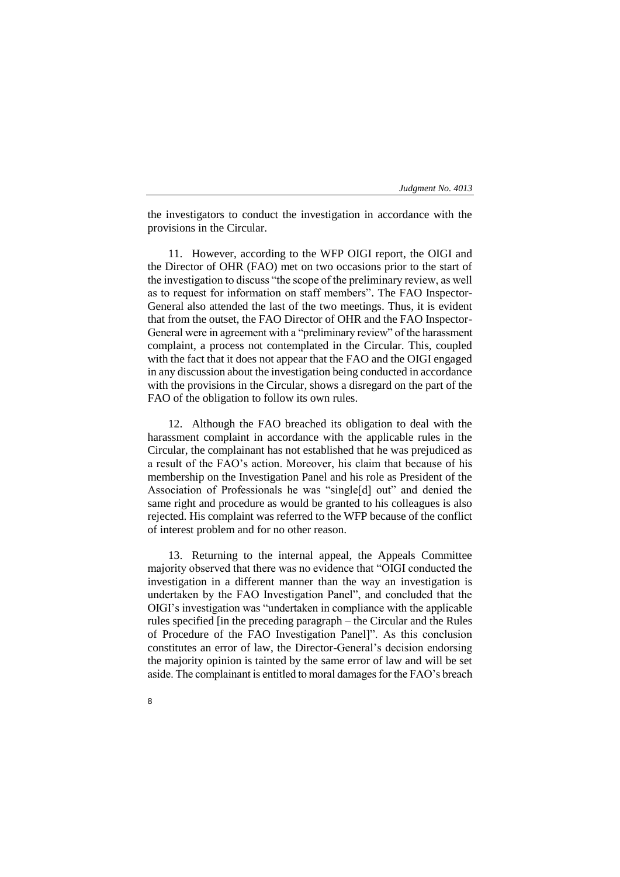the investigators to conduct the investigation in accordance with the provisions in the Circular.

11. However, according to the WFP OIGI report, the OIGI and the Director of OHR (FAO) met on two occasions prior to the start of the investigation to discuss "the scope of the preliminary review, as well as to request for information on staff members". The FAO Inspector-General also attended the last of the two meetings. Thus, it is evident that from the outset, the FAO Director of OHR and the FAO Inspector-General were in agreement with a "preliminary review" of the harassment complaint, a process not contemplated in the Circular. This, coupled with the fact that it does not appear that the FAO and the OIGI engaged in any discussion about the investigation being conducted in accordance with the provisions in the Circular, shows a disregard on the part of the FAO of the obligation to follow its own rules.

12. Although the FAO breached its obligation to deal with the harassment complaint in accordance with the applicable rules in the Circular, the complainant has not established that he was prejudiced as a result of the FAO's action. Moreover, his claim that because of his membership on the Investigation Panel and his role as President of the Association of Professionals he was "single[d] out" and denied the same right and procedure as would be granted to his colleagues is also rejected. His complaint was referred to the WFP because of the conflict of interest problem and for no other reason.

13. Returning to the internal appeal, the Appeals Committee majority observed that there was no evidence that "OIGI conducted the investigation in a different manner than the way an investigation is undertaken by the FAO Investigation Panel", and concluded that the OIGI's investigation was "undertaken in compliance with the applicable rules specified [in the preceding paragraph – the Circular and the Rules of Procedure of the FAO Investigation Panel]". As this conclusion constitutes an error of law, the Director-General's decision endorsing the majority opinion is tainted by the same error of law and will be set aside. The complainant is entitled to moral damages for the FAO's breach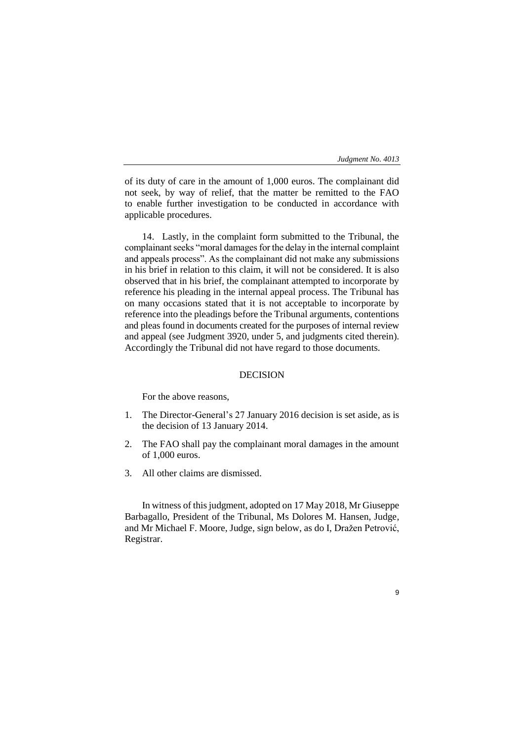of its duty of care in the amount of 1,000 euros. The complainant did not seek, by way of relief, that the matter be remitted to the FAO to enable further investigation to be conducted in accordance with applicable procedures.

14. Lastly, in the complaint form submitted to the Tribunal, the complainant seeks "moral damages for the delay in the internal complaint and appeals process". As the complainant did not make any submissions in his brief in relation to this claim, it will not be considered. It is also observed that in his brief, the complainant attempted to incorporate by reference his pleading in the internal appeal process. The Tribunal has on many occasions stated that it is not acceptable to incorporate by reference into the pleadings before the Tribunal arguments, contentions and pleas found in documents created for the purposes of internal review and appeal (see Judgment 3920, under 5, and judgments cited therein). Accordingly the Tribunal did not have regard to those documents.

## DECISION

For the above reasons,

1. The Director-General's 27 January 2016 decision is set aside, as is the decision of 13 January 2014.
2. The FAO shall pay the complainant moral damages in the amount of 1,000 euros.
3. All other claims are dismissed.

In witness of this judgment, adopted on 17 May 2018, Mr Giuseppe Barbagallo, President of the Tribunal, Ms Dolores M. Hansen, Judge, and Mr Michael F. Moore, Judge, sign below, as do I, Dražen Petrović, Registrar.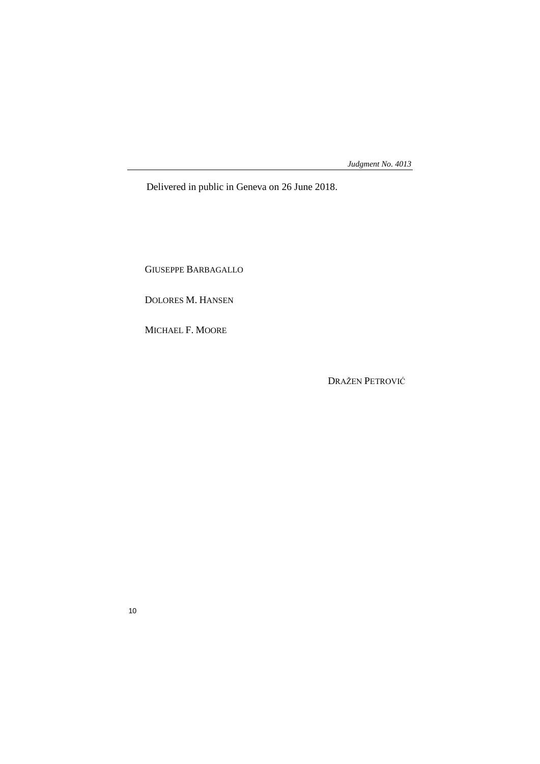Delivered in public in Geneva on 26 June 2018.

GIUSEPPE BARBAGALLO

DOLORES M. HANSEN

MICHAEL F. MOORE

DRAŽEN PETROVIĆ